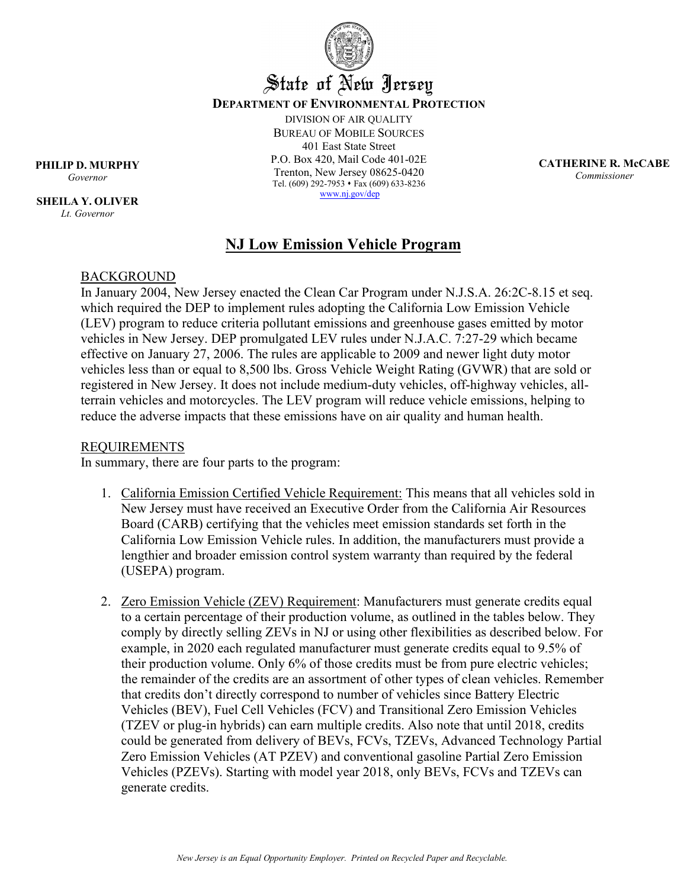# State of New Jersey

**DEPARTMENT OF ENVIRONMENTAL PROTECTION**

DIVISION OF AIR QUALITY
BUREAU OF MOBILE SOURCES
401 East State Street
P.O. Box 420, Mail Code 401-02E
Trenton, New Jersey 08625-0420
Tel. (609) 292-7953 • Fax (609) 633-8236
www.nj.gov/dep

**PHILIP D. MURPHY**
*Governor*

**SHEILA Y. OLIVER**
*Lt. Governor*

**CATHERINE R. McCABE**
*Commissioner*

## NJ Low Emission Vehicle Program

### BACKGROUND

In January 2004, New Jersey enacted the Clean Car Program under N.J.S.A. 26:2C-8.15 et seq. which required the DEP to implement rules adopting the California Low Emission Vehicle (LEV) program to reduce criteria pollutant emissions and greenhouse gases emitted by motor vehicles in New Jersey. DEP promulgated LEV rules under N.J.A.C. 7:27-29 which became effective on January 27, 2006. The rules are applicable to 2009 and newer light duty motor vehicles less than or equal to 8,500 lbs. Gross Vehicle Weight Rating (GVWR) that are sold or registered in New Jersey. It does not include medium-duty vehicles, off-highway vehicles, all-terrain vehicles and motorcycles. The LEV program will reduce vehicle emissions, helping to reduce the adverse impacts that these emissions have on air quality and human health.

### REQUIREMENTS

In summary, there are four parts to the program:

1. California Emission Certified Vehicle Requirement: This means that all vehicles sold in New Jersey must have received an Executive Order from the California Air Resources Board (CARB) certifying that the vehicles meet emission standards set forth in the California Low Emission Vehicle rules. In addition, the manufacturers must provide a lengthier and broader emission control system warranty than required by the federal (USEPA) program.

2. Zero Emission Vehicle (ZEV) Requirement: Manufacturers must generate credits equal to a certain percentage of their production volume, as outlined in the tables below. They comply by directly selling ZEVs in NJ or using other flexibilities as described below. For example, in 2020 each regulated manufacturer must generate credits equal to 9.5% of their production volume. Only 6% of those credits must be from pure electric vehicles; the remainder of the credits are an assortment of other types of clean vehicles. Remember that credits don't directly correspond to number of vehicles since Battery Electric Vehicles (BEV), Fuel Cell Vehicles (FCV) and Transitional Zero Emission Vehicles (TZEV or plug-in hybrids) can earn multiple credits. Also note that until 2018, credits could be generated from delivery of BEVs, FCVs, TZEVs, Advanced Technology Partial Zero Emission Vehicles (AT PZEV) and conventional gasoline Partial Zero Emission Vehicles (PZEVs). Starting with model year 2018, only BEVs, FCVs and TZEVs can generate credits.

*New Jersey is an Equal Opportunity Employer. Printed on Recycled Paper and Recyclable.*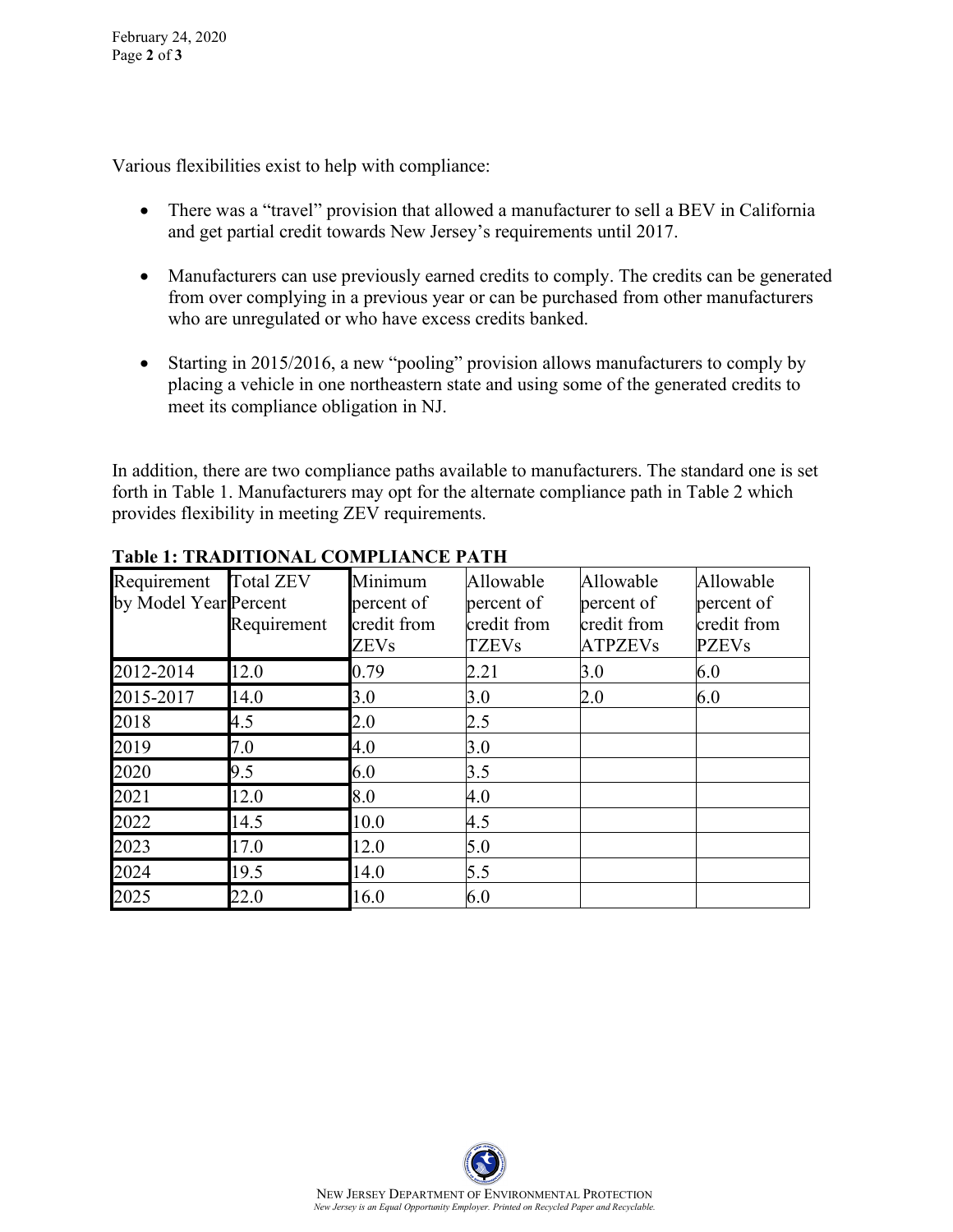Various flexibilities exist to help with compliance:

- There was a "travel" provision that allowed a manufacturer to sell a BEV in California and get partial credit towards New Jersey's requirements until 2017.

- Manufacturers can use previously earned credits to comply. The credits can be generated from over complying in a previous year or can be purchased from other manufacturers who are unregulated or who have excess credits banked.

- Starting in 2015/2016, a new "pooling" provision allows manufacturers to comply by placing a vehicle in one northeastern state and using some of the generated credits to meet its compliance obligation in NJ.

In addition, there are two compliance paths available to manufacturers. The standard one is set forth in Table 1. Manufacturers may opt for the alternate compliance path in Table 2 which provides flexibility in meeting ZEV requirements.

**Table 1: TRADITIONAL COMPLIANCE PATH**

| Requirement by Model Year | Total ZEV Percent Requirement | Minimum percent of credit from ZEVs | Allowable percent of credit from TZEVs | Allowable percent of credit from ATPZEVs | Allowable percent of credit from PZEVs |
|---|---|---|---|---|---|
| 2012-2014 | 12.0 | 0.79 | 2.21 | 3.0 | 6.0 |
| 2015-2017 | 14.0 | 3.0 | 3.0 | 2.0 | 6.0 |
| 2018 | 4.5 | 2.0 | 2.5 | | |
| 2019 | 7.0 | 4.0 | 3.0 | | |
| 2020 | 9.5 | 6.0 | 3.5 | | |
| 2021 | 12.0 | 8.0 | 4.0 | | |
| 2022 | 14.5 | 10.0 | 4.5 | | |
| 2023 | 17.0 | 12.0 | 5.0 | | |
| 2024 | 19.5 | 14.0 | 5.5 | | |
| 2025 | 22.0 | 16.0 | 6.0 | | |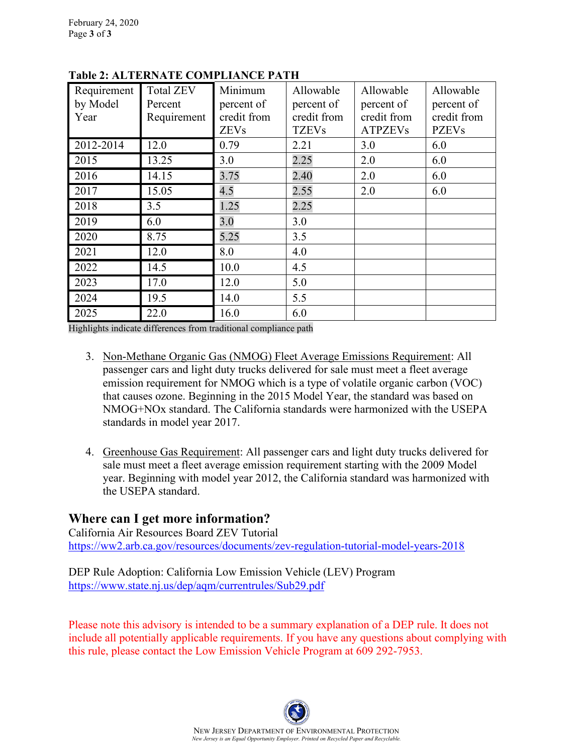**Table 2: ALTERNATE COMPLIANCE PATH**

| Requirement by Model Year | Total ZEV Percent Requirement | Minimum percent of credit from ZEVs | Allowable percent of credit from TZEVs | Allowable percent of credit from ATPZEVs | Allowable percent of credit from PZEVs |
|---|---|---|---|---|---|
| 2012-2014 | 12.0 | 0.79 | 2.21 | 3.0 | 6.0 |
| 2015 | 13.25 | 3.0 | 2.25 | 2.0 | 6.0 |
| 2016 | 14.15 | 3.75 | 2.40 | 2.0 | 6.0 |
| 2017 | 15.05 | 4.5 | 2.55 | 2.0 | 6.0 |
| 2018 | 3.5 | 1.25 | 2.25 | | |
| 2019 | 6.0 | 3.0 | 3.0 | | |
| 2020 | 8.75 | 5.25 | 3.5 | | |
| 2021 | 12.0 | 8.0 | 4.0 | | |
| 2022 | 14.5 | 10.0 | 4.5 | | |
| 2023 | 17.0 | 12.0 | 5.0 | | |
| 2024 | 19.5 | 14.0 | 5.5 | | |
| 2025 | 22.0 | 16.0 | 6.0 | | |

Highlights indicate differences from traditional compliance path

3. Non-Methane Organic Gas (NMOG) Fleet Average Emissions Requirement: All passenger cars and light duty trucks delivered for sale must meet a fleet average emission requirement for NMOG which is a type of volatile organic carbon (VOC) that causes ozone. Beginning in the 2015 Model Year, the standard was based on NMOG+NOx standard. The California standards were harmonized with the USEPA standards in model year 2017.

4. Greenhouse Gas Requirement: All passenger cars and light duty trucks delivered for sale must meet a fleet average emission requirement starting with the 2009 Model year. Beginning with model year 2012, the California standard was harmonized with the USEPA standard.

## Where can I get more information?

California Air Resources Board ZEV Tutorial
https://ww2.arb.ca.gov/resources/documents/zev-regulation-tutorial-model-years-2018

DEP Rule Adoption: California Low Emission Vehicle (LEV) Program
https://www.state.nj.us/dep/aqm/currentrules/Sub29.pdf

Please note this advisory is intended to be a summary explanation of a DEP rule. It does not include all potentially applicable requirements. If you have any questions about complying with this rule, please contact the Low Emission Vehicle Program at 609 292-7953.

New Jersey Department of Environmental Protection

*New Jersey is an Equal Opportunity Employer. Printed on Recycled Paper and Recyclable.*